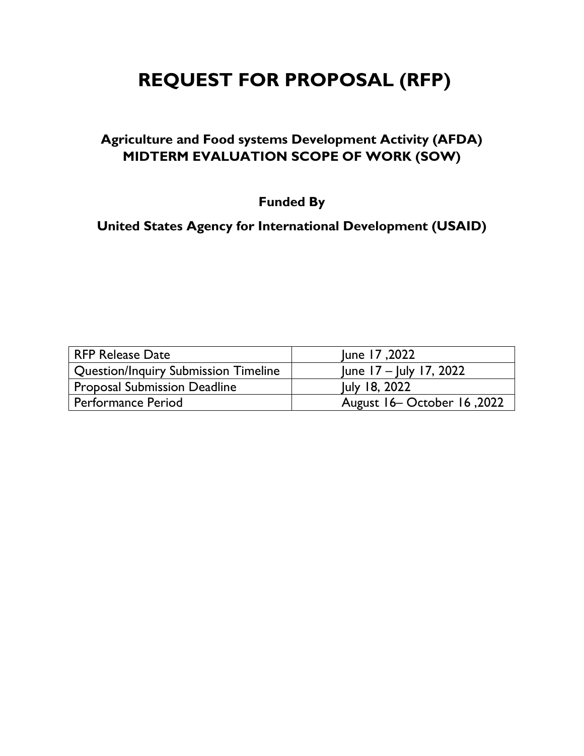# REQUEST FOR PROPOSAL (RFP)

## Agriculture and Food systems Development Activity (AFDA) MIDTERM EVALUATION SCOPE OF WORK (SOW)

**Funded By**

**United States Agency for International Development (USAID)**

| RFP Release Date | June 17 ,2022 |
|---|---|
| Question/Inquiry Submission Timeline | June 17 – July 17, 2022 |
| Proposal Submission Deadline | July 18, 2022 |
| Performance Period | August 16– October 16 ,2022 |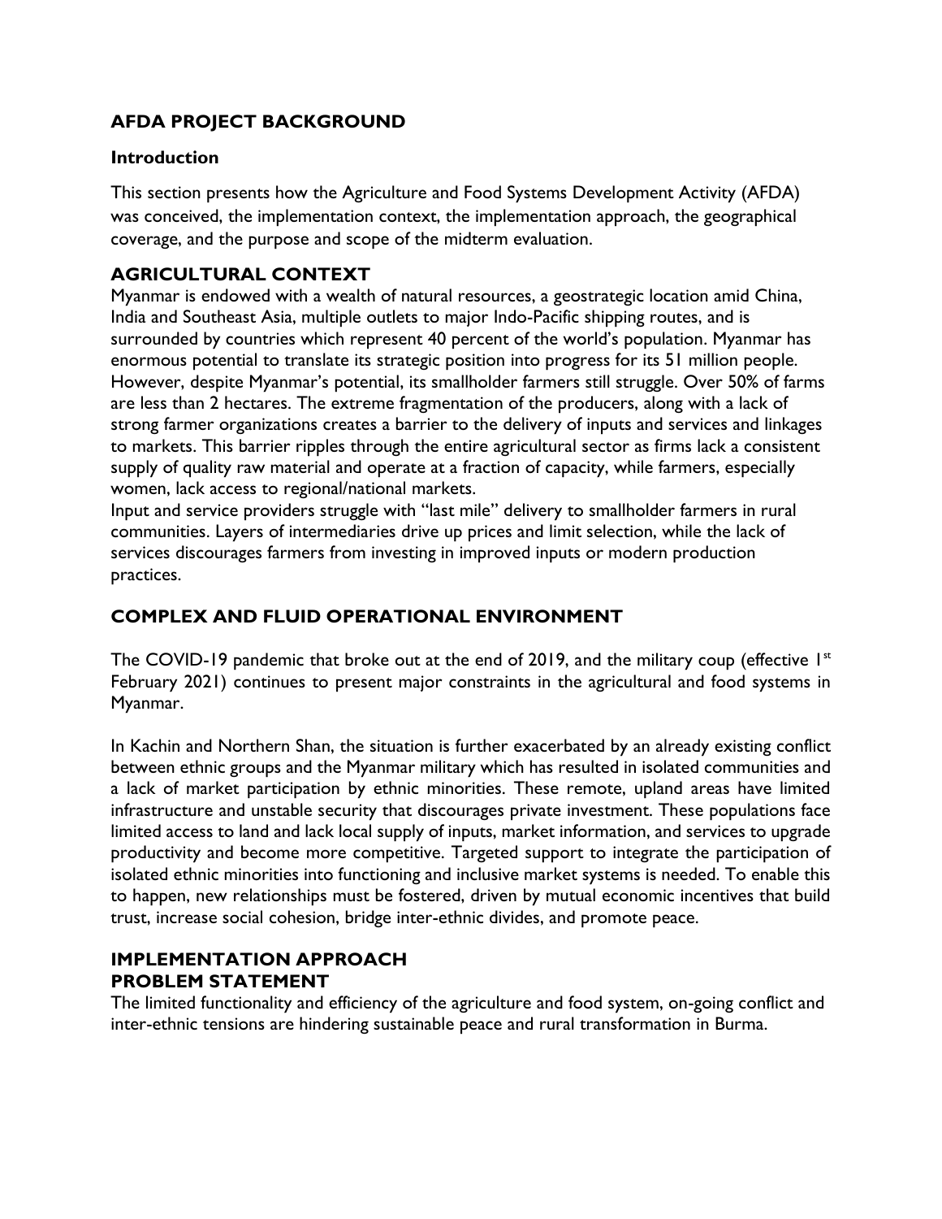## AFDA PROJECT BACKGROUND

### Introduction

This section presents how the Agriculture and Food Systems Development Activity (AFDA) was conceived, the implementation context, the implementation approach, the geographical coverage, and the purpose and scope of the midterm evaluation.

## AGRICULTURAL CONTEXT

Myanmar is endowed with a wealth of natural resources, a geostrategic location amid China, India and Southeast Asia, multiple outlets to major Indo-Pacific shipping routes, and is surrounded by countries which represent 40 percent of the world's population. Myanmar has enormous potential to translate its strategic position into progress for its 51 million people. However, despite Myanmar's potential, its smallholder farmers still struggle. Over 50% of farms are less than 2 hectares. The extreme fragmentation of the producers, along with a lack of strong farmer organizations creates a barrier to the delivery of inputs and services and linkages to markets. This barrier ripples through the entire agricultural sector as firms lack a consistent supply of quality raw material and operate at a fraction of capacity, while farmers, especially women, lack access to regional/national markets.

Input and service providers struggle with "last mile" delivery to smallholder farmers in rural communities. Layers of intermediaries drive up prices and limit selection, while the lack of services discourages farmers from investing in improved inputs or modern production practices.

## COMPLEX AND FLUID OPERATIONAL ENVIRONMENT

The COVID-19 pandemic that broke out at the end of 2019, and the military coup (effective 1st February 2021) continues to present major constraints in the agricultural and food systems in Myanmar.

In Kachin and Northern Shan, the situation is further exacerbated by an already existing conflict between ethnic groups and the Myanmar military which has resulted in isolated communities and a lack of market participation by ethnic minorities. These remote, upland areas have limited infrastructure and unstable security that discourages private investment. These populations face limited access to land and lack local supply of inputs, market information, and services to upgrade productivity and become more competitive. Targeted support to integrate the participation of isolated ethnic minorities into functioning and inclusive market systems is needed. To enable this to happen, new relationships must be fostered, driven by mutual economic incentives that build trust, increase social cohesion, bridge inter-ethnic divides, and promote peace.

## IMPLEMENTATION APPROACH

## PROBLEM STATEMENT

The limited functionality and efficiency of the agriculture and food system, on-going conflict and inter-ethnic tensions are hindering sustainable peace and rural transformation in Burma.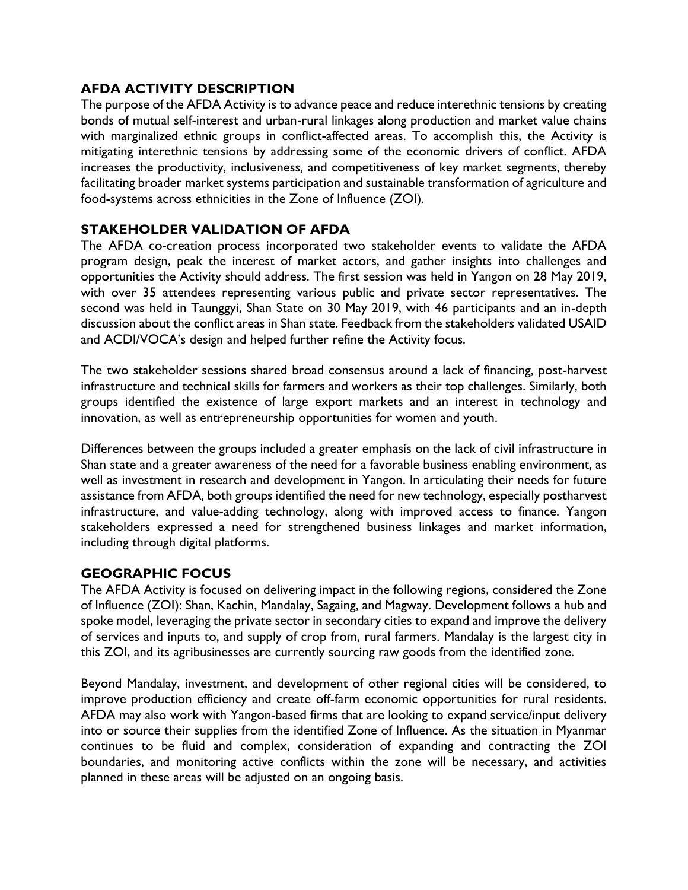## AFDA ACTIVITY DESCRIPTION

The purpose of the AFDA Activity is to advance peace and reduce interethnic tensions by creating bonds of mutual self-interest and urban-rural linkages along production and market value chains with marginalized ethnic groups in conflict-affected areas. To accomplish this, the Activity is mitigating interethnic tensions by addressing some of the economic drivers of conflict. AFDA increases the productivity, inclusiveness, and competitiveness of key market segments, thereby facilitating broader market systems participation and sustainable transformation of agriculture and food-systems across ethnicities in the Zone of Influence (ZOI).

## STAKEHOLDER VALIDATION OF AFDA

The AFDA co-creation process incorporated two stakeholder events to validate the AFDA program design, peak the interest of market actors, and gather insights into challenges and opportunities the Activity should address. The first session was held in Yangon on 28 May 2019, with over 35 attendees representing various public and private sector representatives. The second was held in Taunggyi, Shan State on 30 May 2019, with 46 participants and an in-depth discussion about the conflict areas in Shan state. Feedback from the stakeholders validated USAID and ACDI/VOCA's design and helped further refine the Activity focus.

The two stakeholder sessions shared broad consensus around a lack of financing, post-harvest infrastructure and technical skills for farmers and workers as their top challenges. Similarly, both groups identified the existence of large export markets and an interest in technology and innovation, as well as entrepreneurship opportunities for women and youth.

Differences between the groups included a greater emphasis on the lack of civil infrastructure in Shan state and a greater awareness of the need for a favorable business enabling environment, as well as investment in research and development in Yangon. In articulating their needs for future assistance from AFDA, both groups identified the need for new technology, especially postharvest infrastructure, and value-adding technology, along with improved access to finance. Yangon stakeholders expressed a need for strengthened business linkages and market information, including through digital platforms.

## GEOGRAPHIC FOCUS

The AFDA Activity is focused on delivering impact in the following regions, considered the Zone of Influence (ZOI): Shan, Kachin, Mandalay, Sagaing, and Magway. Development follows a hub and spoke model, leveraging the private sector in secondary cities to expand and improve the delivery of services and inputs to, and supply of crop from, rural farmers. Mandalay is the largest city in this ZOI, and its agribusinesses are currently sourcing raw goods from the identified zone.

Beyond Mandalay, investment, and development of other regional cities will be considered, to improve production efficiency and create off-farm economic opportunities for rural residents. AFDA may also work with Yangon-based firms that are looking to expand service/input delivery into or source their supplies from the identified Zone of Influence. As the situation in Myanmar continues to be fluid and complex, consideration of expanding and contracting the ZOI boundaries, and monitoring active conflicts within the zone will be necessary, and activities planned in these areas will be adjusted on an ongoing basis.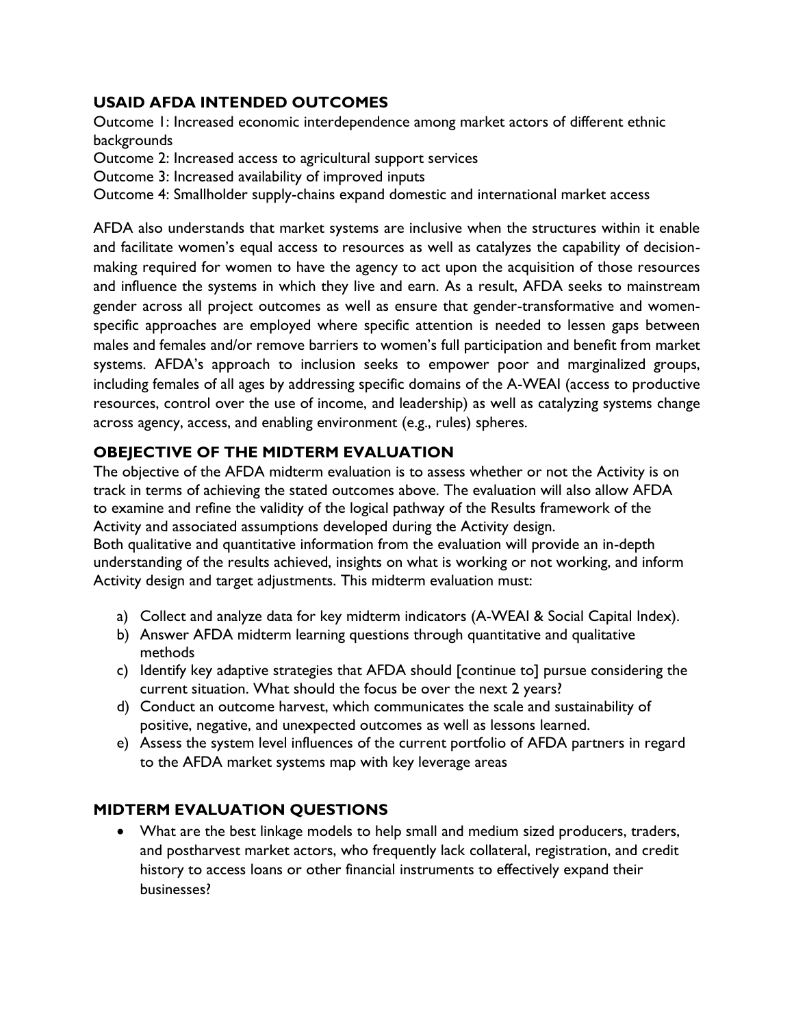## USAID AFDA INTENDED OUTCOMES

Outcome 1: Increased economic interdependence among market actors of different ethnic backgrounds

Outcome 2: Increased access to agricultural support services

Outcome 3: Increased availability of improved inputs

Outcome 4: Smallholder supply-chains expand domestic and international market access

AFDA also understands that market systems are inclusive when the structures within it enable and facilitate women's equal access to resources as well as catalyzes the capability of decision-making required for women to have the agency to act upon the acquisition of those resources and influence the systems in which they live and earn. As a result, AFDA seeks to mainstream gender across all project outcomes as well as ensure that gender-transformative and women-specific approaches are employed where specific attention is needed to lessen gaps between males and females and/or remove barriers to women's full participation and benefit from market systems. AFDA's approach to inclusion seeks to empower poor and marginalized groups, including females of all ages by addressing specific domains of the A-WEAI (access to productive resources, control over the use of income, and leadership) as well as catalyzing systems change across agency, access, and enabling environment (e.g., rules) spheres.

## OBEJECTIVE OF THE MIDTERM EVALUATION

The objective of the AFDA midterm evaluation is to assess whether or not the Activity is on track in terms of achieving the stated outcomes above. The evaluation will also allow AFDA to examine and refine the validity of the logical pathway of the Results framework of the Activity and associated assumptions developed during the Activity design.

Both qualitative and quantitative information from the evaluation will provide an in-depth understanding of the results achieved, insights on what is working or not working, and inform Activity design and target adjustments. This midterm evaluation must:

a) Collect and analyze data for key midterm indicators (A-WEAI & Social Capital Index).
b) Answer AFDA midterm learning questions through quantitative and qualitative methods
c) Identify key adaptive strategies that AFDA should [continue to] pursue considering the current situation. What should the focus be over the next 2 years?
d) Conduct an outcome harvest, which communicates the scale and sustainability of positive, negative, and unexpected outcomes as well as lessons learned.
e) Assess the system level influences of the current portfolio of AFDA partners in regard to the AFDA market systems map with key leverage areas

## MIDTERM EVALUATION QUESTIONS

- What are the best linkage models to help small and medium sized producers, traders, and postharvest market actors, who frequently lack collateral, registration, and credit history to access loans or other financial instruments to effectively expand their businesses?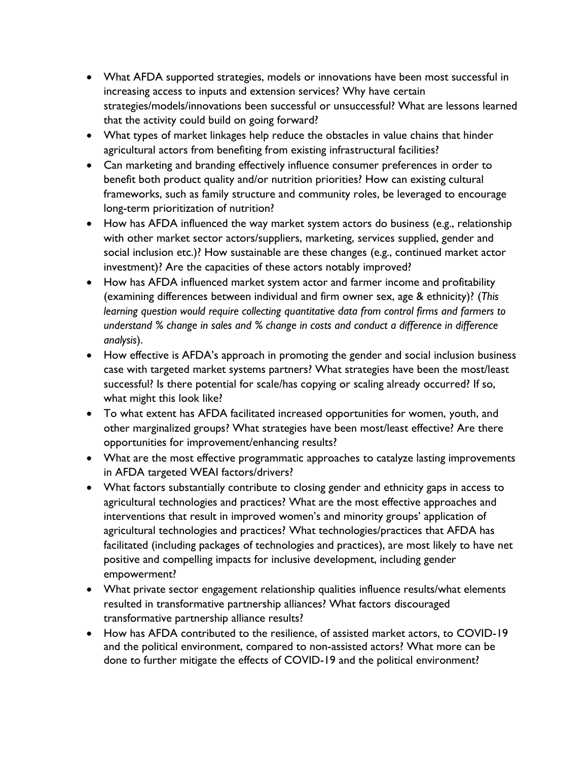- What AFDA supported strategies, models or innovations have been most successful in increasing access to inputs and extension services? Why have certain strategies/models/innovations been successful or unsuccessful? What are lessons learned that the activity could build on going forward?
- What types of market linkages help reduce the obstacles in value chains that hinder agricultural actors from benefiting from existing infrastructural facilities?
- Can marketing and branding effectively influence consumer preferences in order to benefit both product quality and/or nutrition priorities? How can existing cultural frameworks, such as family structure and community roles, be leveraged to encourage long-term prioritization of nutrition?
- How has AFDA influenced the way market system actors do business (e.g., relationship with other market sector actors/suppliers, marketing, services supplied, gender and social inclusion etc.)? How sustainable are these changes (e.g., continued market actor investment)? Are the capacities of these actors notably improved?
- How has AFDA influenced market system actor and farmer income and profitability (examining differences between individual and firm owner sex, age & ethnicity)? (*This learning question would require collecting quantitative data from control firms and farmers to understand % change in sales and % change in costs and conduct a difference in difference analysis*).
- How effective is AFDA's approach in promoting the gender and social inclusion business case with targeted market systems partners? What strategies have been the most/least successful? Is there potential for scale/has copying or scaling already occurred? If so, what might this look like?
- To what extent has AFDA facilitated increased opportunities for women, youth, and other marginalized groups? What strategies have been most/least effective? Are there opportunities for improvement/enhancing results?
- What are the most effective programmatic approaches to catalyze lasting improvements in AFDA targeted WEAI factors/drivers?
- What factors substantially contribute to closing gender and ethnicity gaps in access to agricultural technologies and practices? What are the most effective approaches and interventions that result in improved women's and minority groups' application of agricultural technologies and practices? What technologies/practices that AFDA has facilitated (including packages of technologies and practices), are most likely to have net positive and compelling impacts for inclusive development, including gender empowerment?
- What private sector engagement relationship qualities influence results/what elements resulted in transformative partnership alliances? What factors discouraged transformative partnership alliance results?
- How has AFDA contributed to the resilience, of assisted market actors, to COVID-19 and the political environment, compared to non-assisted actors? What more can be done to further mitigate the effects of COVID-19 and the political environment?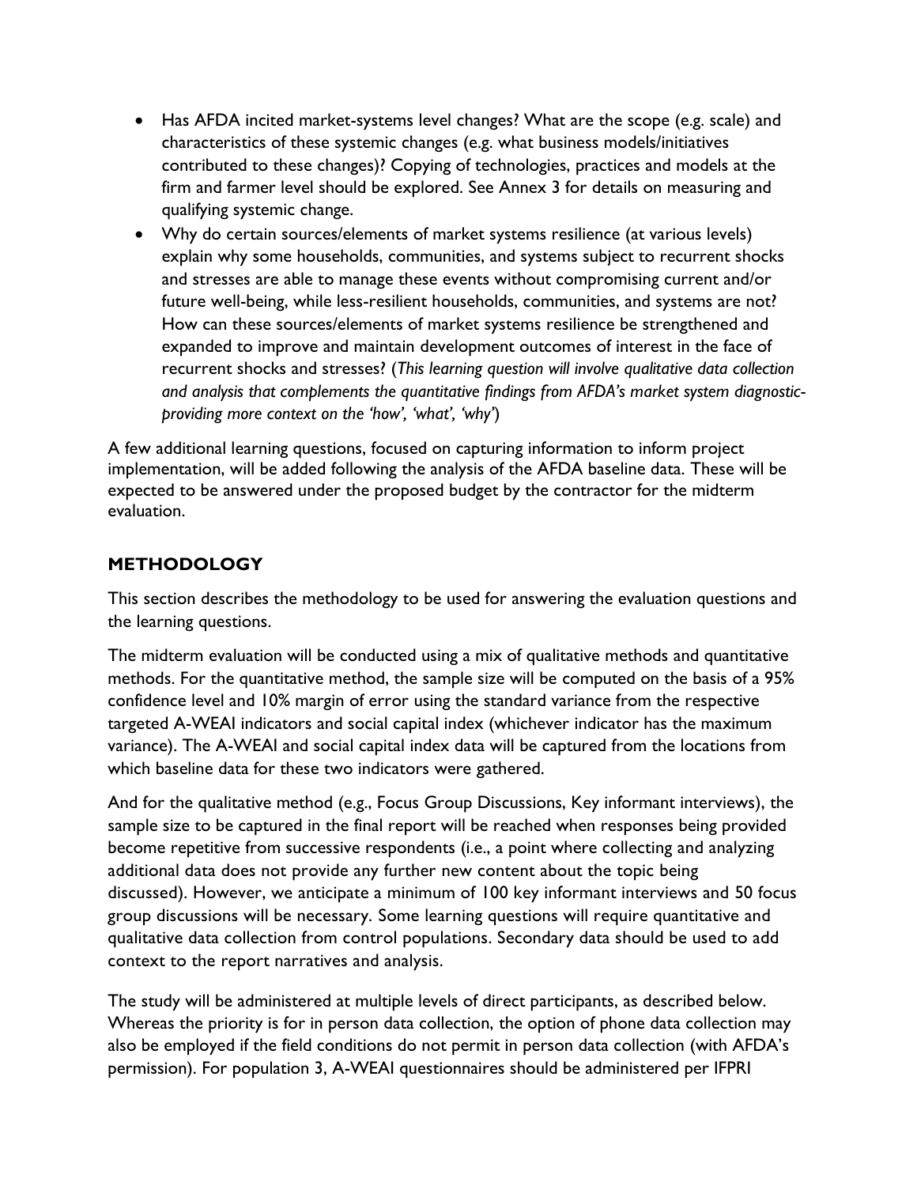- Has AFDA incited market-systems level changes? What are the scope (e.g. scale) and characteristics of these systemic changes (e.g. what business models/initiatives contributed to these changes)? Copying of technologies, practices and models at the firm and farmer level should be explored. See Annex 3 for details on measuring and qualifying systemic change.
- Why do certain sources/elements of market systems resilience (at various levels) explain why some households, communities, and systems subject to recurrent shocks and stresses are able to manage these events without compromising current and/or future well-being, while less-resilient households, communities, and systems are not? How can these sources/elements of market systems resilience be strengthened and expanded to improve and maintain development outcomes of interest in the face of recurrent shocks and stresses? (*This learning question will involve qualitative data collection and analysis that complements the quantitative findings from AFDA's market system diagnostic-providing more context on the 'how', 'what', 'why'*)

A few additional learning questions, focused on capturing information to inform project implementation, will be added following the analysis of the AFDA baseline data. These will be expected to be answered under the proposed budget by the contractor for the midterm evaluation.

## METHODOLOGY

This section describes the methodology to be used for answering the evaluation questions and the learning questions.

The midterm evaluation will be conducted using a mix of qualitative methods and quantitative methods. For the quantitative method, the sample size will be computed on the basis of a 95% confidence level and 10% margin of error using the standard variance from the respective targeted A-WEAI indicators and social capital index (whichever indicator has the maximum variance). The A-WEAI and social capital index data will be captured from the locations from which baseline data for these two indicators were gathered.

And for the qualitative method (e.g., Focus Group Discussions, Key informant interviews), the sample size to be captured in the final report will be reached when responses being provided become repetitive from successive respondents (i.e., a point where collecting and analyzing additional data does not provide any further new content about the topic being discussed). However, we anticipate a minimum of 100 key informant interviews and 50 focus group discussions will be necessary. Some learning questions will require quantitative and qualitative data collection from control populations. Secondary data should be used to add context to the report narratives and analysis.

The study will be administered at multiple levels of direct participants, as described below. Whereas the priority is for in person data collection, the option of phone data collection may also be employed if the field conditions do not permit in person data collection (with AFDA's permission). For population 3, A-WEAI questionnaires should be administered per IFPRI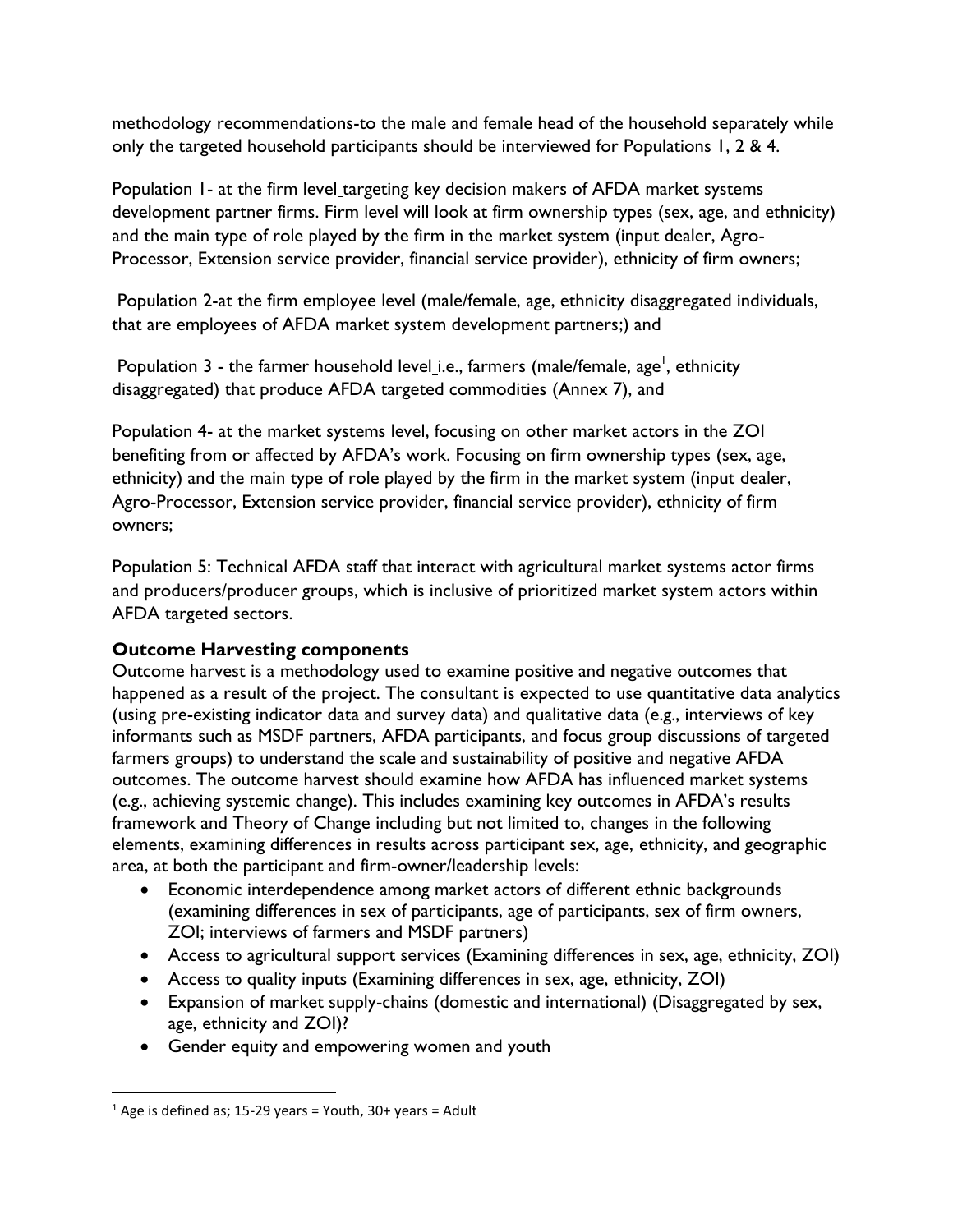methodology recommendations-to the male and female head of the household separately while only the targeted household participants should be interviewed for Populations 1, 2 & 4.

Population 1- at the firm level targeting key decision makers of AFDA market systems development partner firms. Firm level will look at firm ownership types (sex, age, and ethnicity) and the main type of role played by the firm in the market system (input dealer, Agro-Processor, Extension service provider, financial service provider), ethnicity of firm owners;

Population 2-at the firm employee level (male/female, age, ethnicity disaggregated individuals, that are employees of AFDA market system development partners;) and

Population 3 - the farmer household level i.e., farmers (male/female, age[1], ethnicity disaggregated) that produce AFDA targeted commodities (Annex 7), and

Population 4- at the market systems level, focusing on other market actors in the ZOI benefiting from or affected by AFDA's work. Focusing on firm ownership types (sex, age, ethnicity) and the main type of role played by the firm in the market system (input dealer, Agro-Processor, Extension service provider, financial service provider), ethnicity of firm owners;

Population 5: Technical AFDA staff that interact with agricultural market systems actor firms and producers/producer groups, which is inclusive of prioritized market system actors within AFDA targeted sectors.

### Outcome Harvesting components

Outcome harvest is a methodology used to examine positive and negative outcomes that happened as a result of the project. The consultant is expected to use quantitative data analytics (using pre-existing indicator data and survey data) and qualitative data (e.g., interviews of key informants such as MSDF partners, AFDA participants, and focus group discussions of targeted farmers groups) to understand the scale and sustainability of positive and negative AFDA outcomes. The outcome harvest should examine how AFDA has influenced market systems (e.g., achieving systemic change). This includes examining key outcomes in AFDA's results framework and Theory of Change including but not limited to, changes in the following elements, examining differences in results across participant sex, age, ethnicity, and geographic area, at both the participant and firm-owner/leadership levels:

- Economic interdependence among market actors of different ethnic backgrounds (examining differences in sex of participants, age of participants, sex of firm owners, ZOI; interviews of farmers and MSDF partners)
- Access to agricultural support services (Examining differences in sex, age, ethnicity, ZOI)
- Access to quality inputs (Examining differences in sex, age, ethnicity, ZOI)
- Expansion of market supply-chains (domestic and international) (Disaggregated by sex, age, ethnicity and ZOI)?
- Gender equity and empowering women and youth

[1] Age is defined as; 15-29 years = Youth, 30+ years = Adult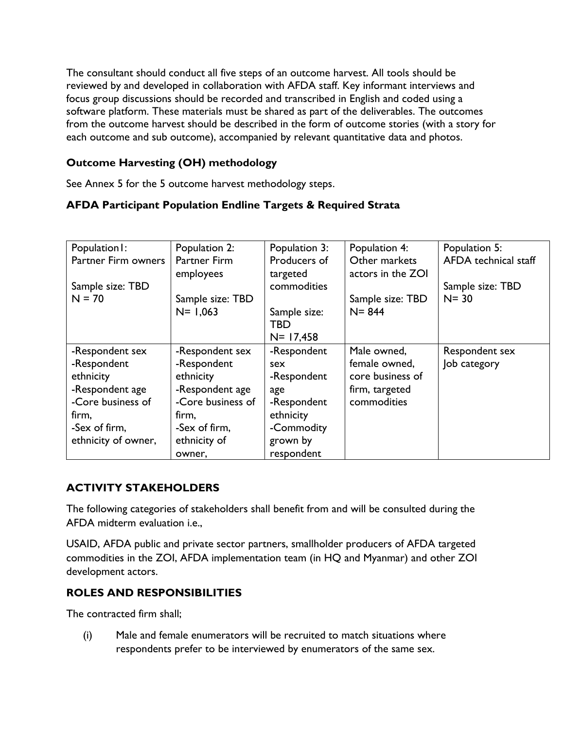The consultant should conduct all five steps of an outcome harvest. All tools should be reviewed by and developed in collaboration with AFDA staff. Key informant interviews and focus group discussions should be recorded and transcribed in English and coded using a software platform. These materials must be shared as part of the deliverables. The outcomes from the outcome harvest should be described in the form of outcome stories (with a story for each outcome and sub outcome), accompanied by relevant quantitative data and photos.

### Outcome Harvesting (OH) methodology

See Annex 5 for the 5 outcome harvest methodology steps.

### AFDA Participant Population Endline Targets & Required Strata

| Population1: Partner Firm owners<br><br>Sample size: TBD<br>N = 70 | Population 2: Partner Firm employees<br><br>Sample size: TBD<br>N= 1,063 | Population 3: Producers of targeted commodities<br><br>Sample size: TBD<br>N= 17,458 | Population 4: Other markets actors in the ZOI<br><br>Sample size: TBD<br>N= 844 | Population 5: AFDA technical staff<br><br>Sample size: TBD<br>N= 30 |
|---|---|---|---|---|
| -Respondent sex<br>-Respondent ethnicity<br>-Respondent age<br>-Core business of firm,<br>-Sex of firm, ethnicity of owner, | -Respondent sex<br>-Respondent ethnicity<br>-Respondent age<br>-Core business of firm,<br>-Sex of firm, ethnicity of owner, | -Respondent sex<br>-Respondent age<br>-Respondent ethnicity<br>-Commodity grown by respondent | Male owned, female owned, core business of firm, targeted commodities | Respondent sex<br>Job category |

## ACTIVITY STAKEHOLDERS

The following categories of stakeholders shall benefit from and will be consulted during the AFDA midterm evaluation i.e.,

USAID, AFDA public and private sector partners, smallholder producers of AFDA targeted commodities in the ZOI, AFDA implementation team (in HQ and Myanmar) and other ZOI development actors.

## ROLES AND RESPONSIBILITIES

The contracted firm shall;

(i) Male and female enumerators will be recruited to match situations where respondents prefer to be interviewed by enumerators of the same sex.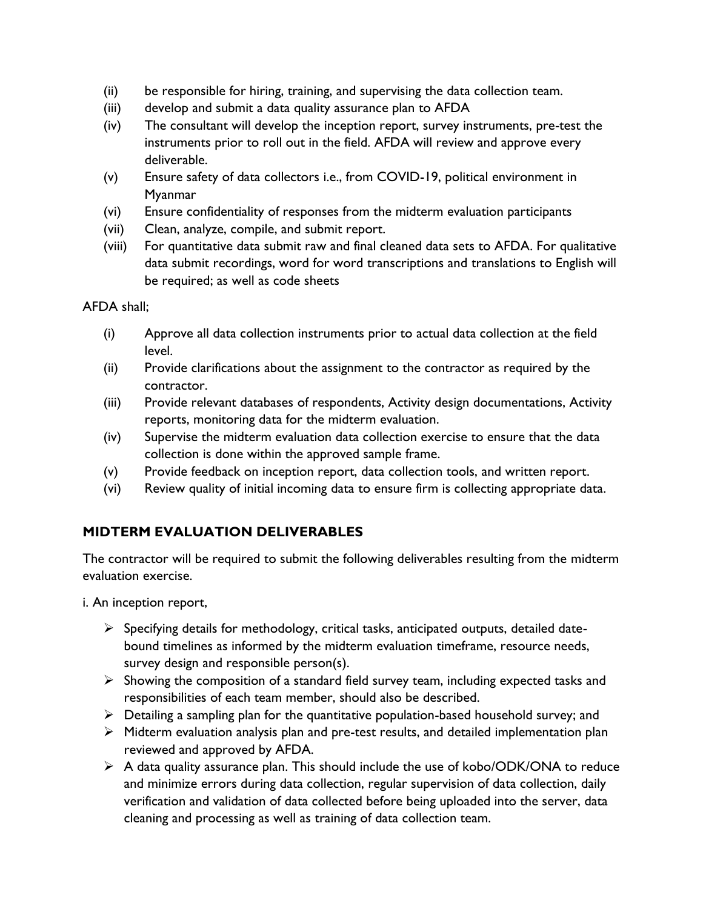(ii) be responsible for hiring, training, and supervising the data collection team.

(iii) develop and submit a data quality assurance plan to AFDA

(iv) The consultant will develop the inception report, survey instruments, pre-test the instruments prior to roll out in the field. AFDA will review and approve every deliverable.

(v) Ensure safety of data collectors i.e., from COVID-19, political environment in Myanmar

(vi) Ensure confidentiality of responses from the midterm evaluation participants

(vii) Clean, analyze, compile, and submit report.

(viii) For quantitative data submit raw and final cleaned data sets to AFDA. For qualitative data submit recordings, word for word transcriptions and translations to English will be required; as well as code sheets

AFDA shall;

(i) Approve all data collection instruments prior to actual data collection at the field level.

(ii) Provide clarifications about the assignment to the contractor as required by the contractor.

(iii) Provide relevant databases of respondents, Activity design documentations, Activity reports, monitoring data for the midterm evaluation.

(iv) Supervise the midterm evaluation data collection exercise to ensure that the data collection is done within the approved sample frame.

(v) Provide feedback on inception report, data collection tools, and written report.

(vi) Review quality of initial incoming data to ensure firm is collecting appropriate data.

## MIDTERM EVALUATION DELIVERABLES

The contractor will be required to submit the following deliverables resulting from the midterm evaluation exercise.

i. An inception report,

- Specifying details for methodology, critical tasks, anticipated outputs, detailed date-bound timelines as informed by the midterm evaluation timeframe, resource needs, survey design and responsible person(s).
- Showing the composition of a standard field survey team, including expected tasks and responsibilities of each team member, should also be described.
- Detailing a sampling plan for the quantitative population-based household survey; and
- Midterm evaluation analysis plan and pre-test results, and detailed implementation plan reviewed and approved by AFDA.
- A data quality assurance plan. This should include the use of kobo/ODK/ONA to reduce and minimize errors during data collection, regular supervision of data collection, daily verification and validation of data collected before being uploaded into the server, data cleaning and processing as well as training of data collection team.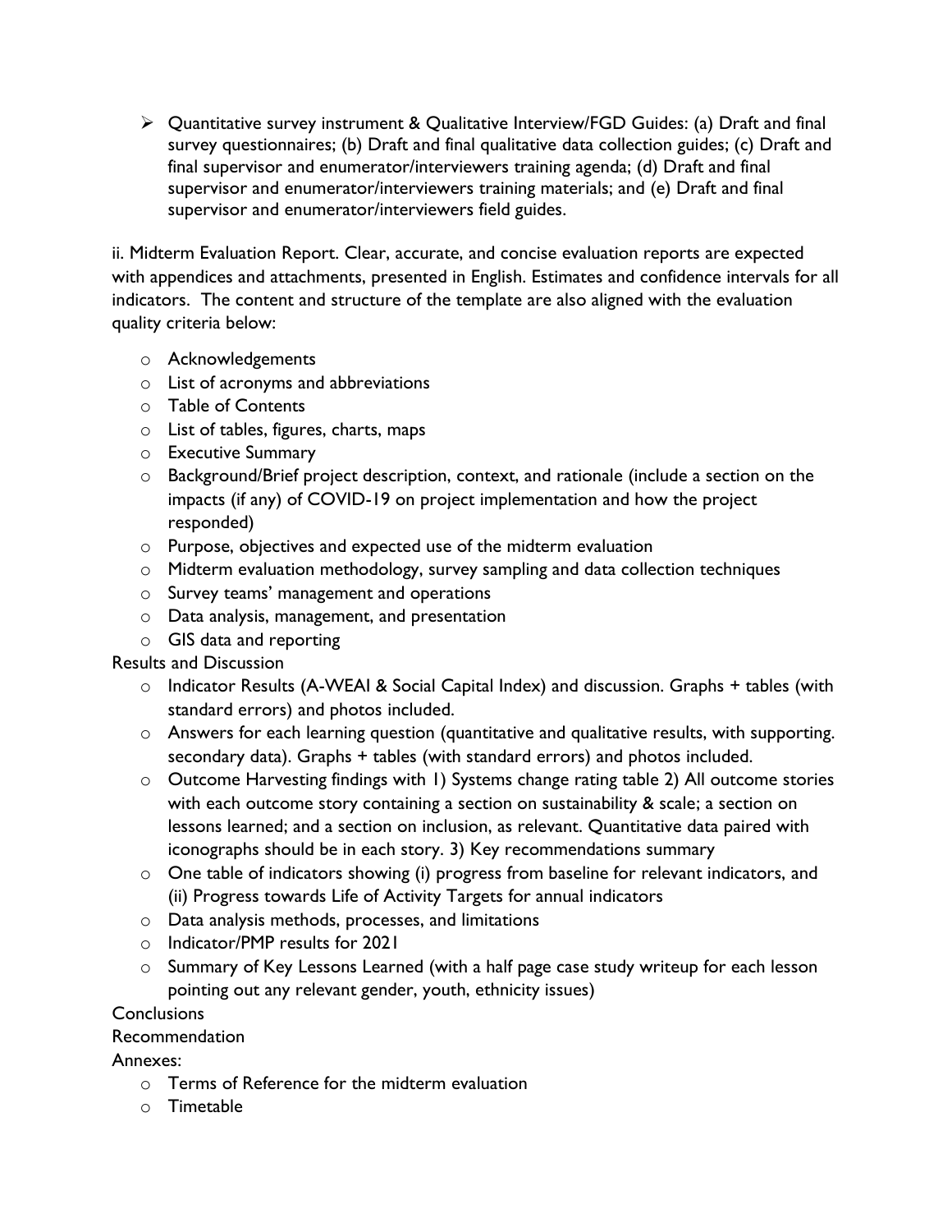- Quantitative survey instrument & Qualitative Interview/FGD Guides: (a) Draft and final survey questionnaires; (b) Draft and final qualitative data collection guides; (c) Draft and final supervisor and enumerator/interviewers training agenda; (d) Draft and final supervisor and enumerator/interviewers training materials; and (e) Draft and final supervisor and enumerator/interviewers field guides.

ii. Midterm Evaluation Report. Clear, accurate, and concise evaluation reports are expected with appendices and attachments, presented in English. Estimates and confidence intervals for all indicators. The content and structure of the template are also aligned with the evaluation quality criteria below:

- Acknowledgements
- List of acronyms and abbreviations
- Table of Contents
- List of tables, figures, charts, maps
- Executive Summary
- Background/Brief project description, context, and rationale (include a section on the impacts (if any) of COVID-19 on project implementation and how the project responded)
- Purpose, objectives and expected use of the midterm evaluation
- Midterm evaluation methodology, survey sampling and data collection techniques
- Survey teams' management and operations
- Data analysis, management, and presentation
- GIS data and reporting

Results and Discussion

- Indicator Results (A-WEAI & Social Capital Index) and discussion. Graphs + tables (with standard errors) and photos included.
- Answers for each learning question (quantitative and qualitative results, with supporting. secondary data). Graphs + tables (with standard errors) and photos included.
- Outcome Harvesting findings with 1) Systems change rating table 2) All outcome stories with each outcome story containing a section on sustainability & scale; a section on lessons learned; and a section on inclusion, as relevant. Quantitative data paired with iconographs should be in each story. 3) Key recommendations summary
- One table of indicators showing (i) progress from baseline for relevant indicators, and (ii) Progress towards Life of Activity Targets for annual indicators
- Data analysis methods, processes, and limitations
- Indicator/PMP results for 2021
- Summary of Key Lessons Learned (with a half page case study writeup for each lesson pointing out any relevant gender, youth, ethnicity issues)

Conclusions

Recommendation

Annexes:

- Terms of Reference for the midterm evaluation
- Timetable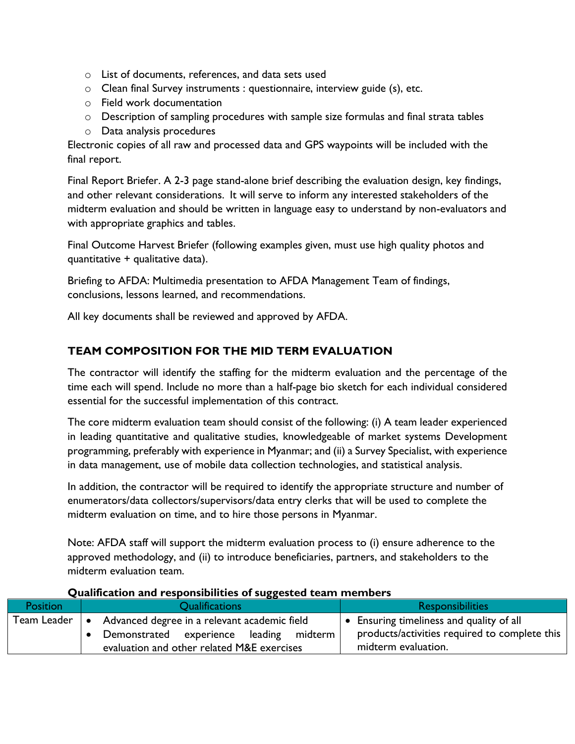- List of documents, references, and data sets used
- Clean final Survey instruments : questionnaire, interview guide (s), etc.
- Field work documentation
- Description of sampling procedures with sample size formulas and final strata tables
- Data analysis procedures

Electronic copies of all raw and processed data and GPS waypoints will be included with the final report.

Final Report Briefer. A 2-3 page stand-alone brief describing the evaluation design, key findings, and other relevant considerations. It will serve to inform any interested stakeholders of the midterm evaluation and should be written in language easy to understand by non-evaluators and with appropriate graphics and tables.

Final Outcome Harvest Briefer (following examples given, must use high quality photos and quantitative + qualitative data).

Briefing to AFDA: Multimedia presentation to AFDA Management Team of findings, conclusions, lessons learned, and recommendations.

All key documents shall be reviewed and approved by AFDA.

## TEAM COMPOSITION FOR THE MID TERM EVALUATION

The contractor will identify the staffing for the midterm evaluation and the percentage of the time each will spend. Include no more than a half-page bio sketch for each individual considered essential for the successful implementation of this contract.

The core midterm evaluation team should consist of the following: (i) A team leader experienced in leading quantitative and qualitative studies, knowledgeable of market systems Development programming, preferably with experience in Myanmar; and (ii) a Survey Specialist, with experience in data management, use of mobile data collection technologies, and statistical analysis.

In addition, the contractor will be required to identify the appropriate structure and number of enumerators/data collectors/supervisors/data entry clerks that will be used to complete the midterm evaluation on time, and to hire those persons in Myanmar.

Note: AFDA staff will support the midterm evaluation process to (i) ensure adherence to the approved methodology, and (ii) to introduce beneficiaries, partners, and stakeholders to the midterm evaluation team.

**Qualification and responsibilities of suggested team members**

| Position | Qualifications | Responsibilities |
|---|---|---|
| Team Leader | • Advanced degree in a relevant academic field<br>• Demonstrated experience leading midterm evaluation and other related M&E exercises | • Ensuring timeliness and quality of all products/activities required to complete this midterm evaluation. |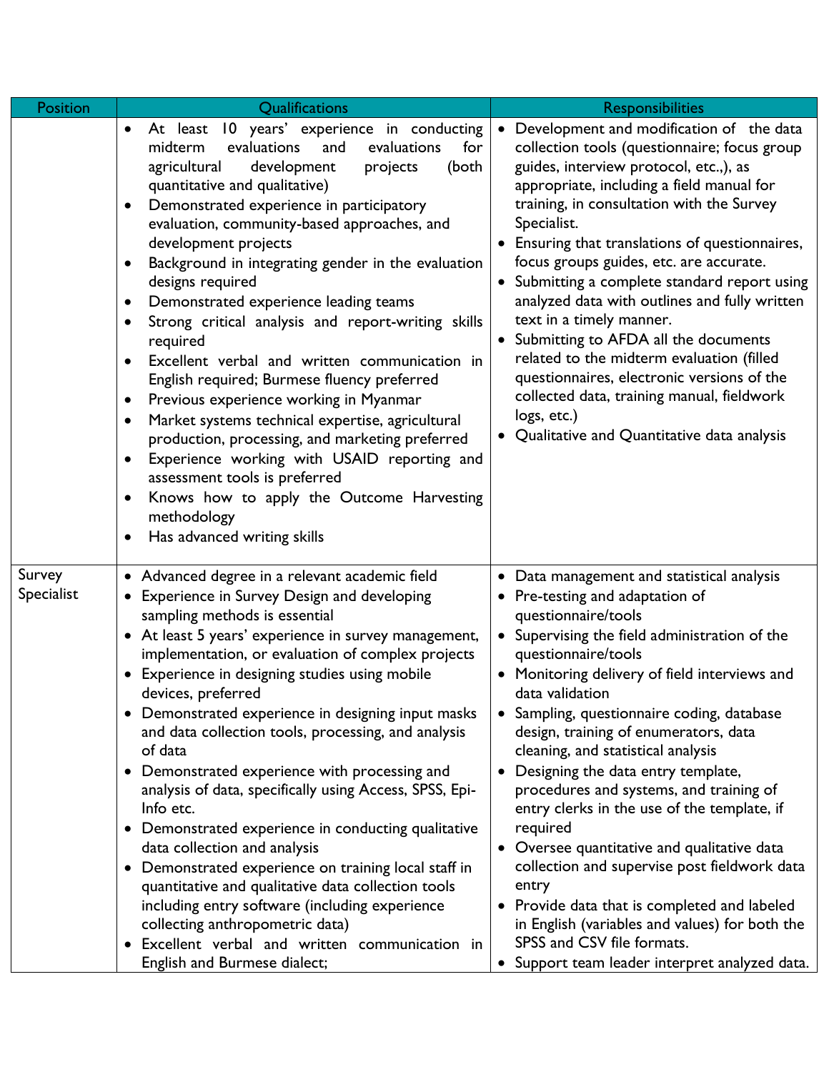| Position | Qualifications | Responsibilities |
|---|---|---|
| | • At least 10 years' experience in conducting midterm evaluations and evaluations for agricultural development projects (both quantitative and qualitative)<br>• Demonstrated experience in participatory evaluation, community-based approaches, and development projects<br>• Background in integrating gender in the evaluation designs required<br>• Demonstrated experience leading teams<br>• Strong critical analysis and report-writing skills required<br>• Excellent verbal and written communication in English required; Burmese fluency preferred<br>• Previous experience working in Myanmar<br>• Market systems technical expertise, agricultural production, processing, and marketing preferred<br>• Experience working with USAID reporting and assessment tools is preferred<br>• Knows how to apply the Outcome Harvesting methodology<br>• Has advanced writing skills | • Development and modification of the data collection tools (questionnaire; focus group guides, interview protocol, etc.,), as appropriate, including a field manual for training, in consultation with the Survey Specialist.<br>• Ensuring that translations of questionnaires, focus groups guides, etc. are accurate.<br>• Submitting a complete standard report using analyzed data with outlines and fully written text in a timely manner.<br>• Submitting to AFDA all the documents related to the midterm evaluation (filled questionnaires, electronic versions of the collected data, training manual, fieldwork logs, etc.)<br>• Qualitative and Quantitative data analysis |
| Survey Specialist | • Advanced degree in a relevant academic field<br>• Experience in Survey Design and developing sampling methods is essential<br>• At least 5 years' experience in survey management, implementation, or evaluation of complex projects<br>• Experience in designing studies using mobile devices, preferred<br>• Demonstrated experience in designing input masks and data collection tools, processing, and analysis of data<br>• Demonstrated experience with processing and analysis of data, specifically using Access, SPSS, Epi-Info etc.<br>• Demonstrated experience in conducting qualitative data collection and analysis<br>• Demonstrated experience on training local staff in quantitative and qualitative data collection tools including entry software (including experience collecting anthropometric data)<br>• Excellent verbal and written communication in English and Burmese dialect; | • Data management and statistical analysis<br>• Pre-testing and adaptation of questionnaire/tools<br>• Supervising the field administration of the questionnaire/tools<br>• Monitoring delivery of field interviews and data validation<br>• Sampling, questionnaire coding, database design, training of enumerators, data cleaning, and statistical analysis<br>• Designing the data entry template, procedures and systems, and training of entry clerks in the use of the template, if required<br>• Oversee quantitative and qualitative data collection and supervise post fieldwork data entry<br>• Provide data that is completed and labeled in English (variables and values) for both the SPSS and CSV file formats.<br>• Support team leader interpret analyzed data. |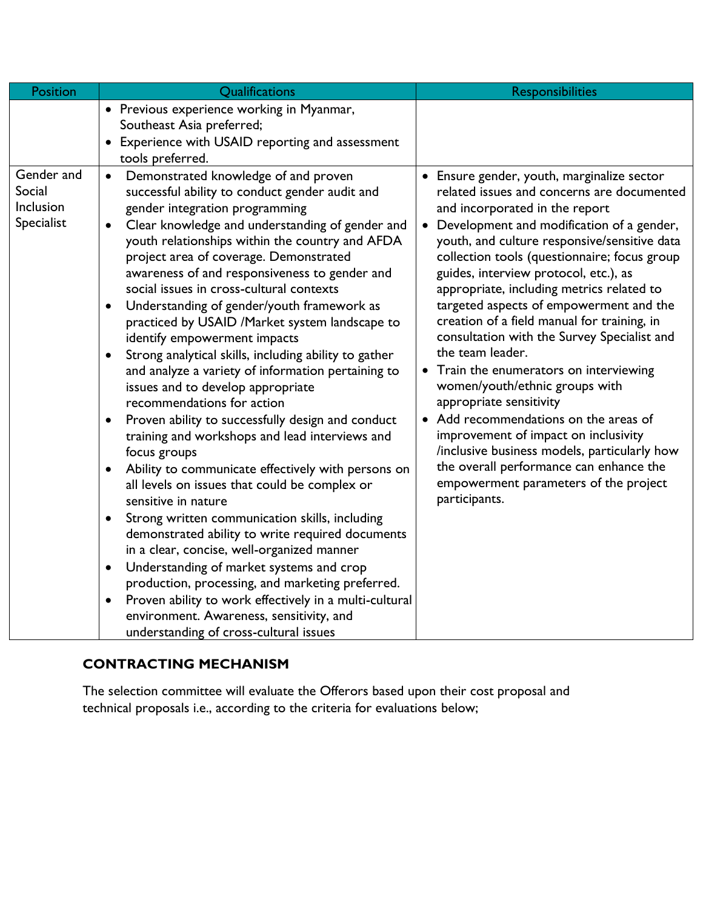| Position | Qualifications | Responsibilities |
|---|---|---|
| | • Previous experience working in Myanmar, Southeast Asia preferred;<br>• Experience with USAID reporting and assessment tools preferred. | |
| Gender and Social Inclusion Specialist | • Demonstrated knowledge of and proven successful ability to conduct gender audit and gender integration programming<br>• Clear knowledge and understanding of gender and youth relationships within the country and AFDA project area of coverage. Demonstrated awareness of and responsiveness to gender and social issues in cross-cultural contexts<br>• Understanding of gender/youth framework as practiced by USAID /Market system landscape to identify empowerment impacts<br>• Strong analytical skills, including ability to gather and analyze a variety of information pertaining to issues and to develop appropriate recommendations for action<br>• Proven ability to successfully design and conduct training and workshops and lead interviews and focus groups<br>• Ability to communicate effectively with persons on all levels on issues that could be complex or sensitive in nature<br>• Strong written communication skills, including demonstrated ability to write required documents in a clear, concise, well-organized manner<br>• Understanding of market systems and crop production, processing, and marketing preferred.<br>• Proven ability to work effectively in a multi-cultural environment. Awareness, sensitivity, and understanding of cross-cultural issues | • Ensure gender, youth, marginalize sector related issues and concerns are documented and incorporated in the report<br>• Development and modification of a gender, youth, and culture responsive/sensitive data collection tools (questionnaire; focus group guides, interview protocol, etc.), as appropriate, including metrics related to targeted aspects of empowerment and the creation of a field manual for training, in consultation with the Survey Specialist and the team leader.<br>• Train the enumerators on interviewing women/youth/ethnic groups with appropriate sensitivity<br>• Add recommendations on the areas of improvement of impact on inclusivity /inclusive business models, particularly how the overall performance can enhance the empowerment parameters of the project participants. |

## CONTRACTING MECHANISM

The selection committee will evaluate the Offerors based upon their cost proposal and technical proposals i.e., according to the criteria for evaluations below;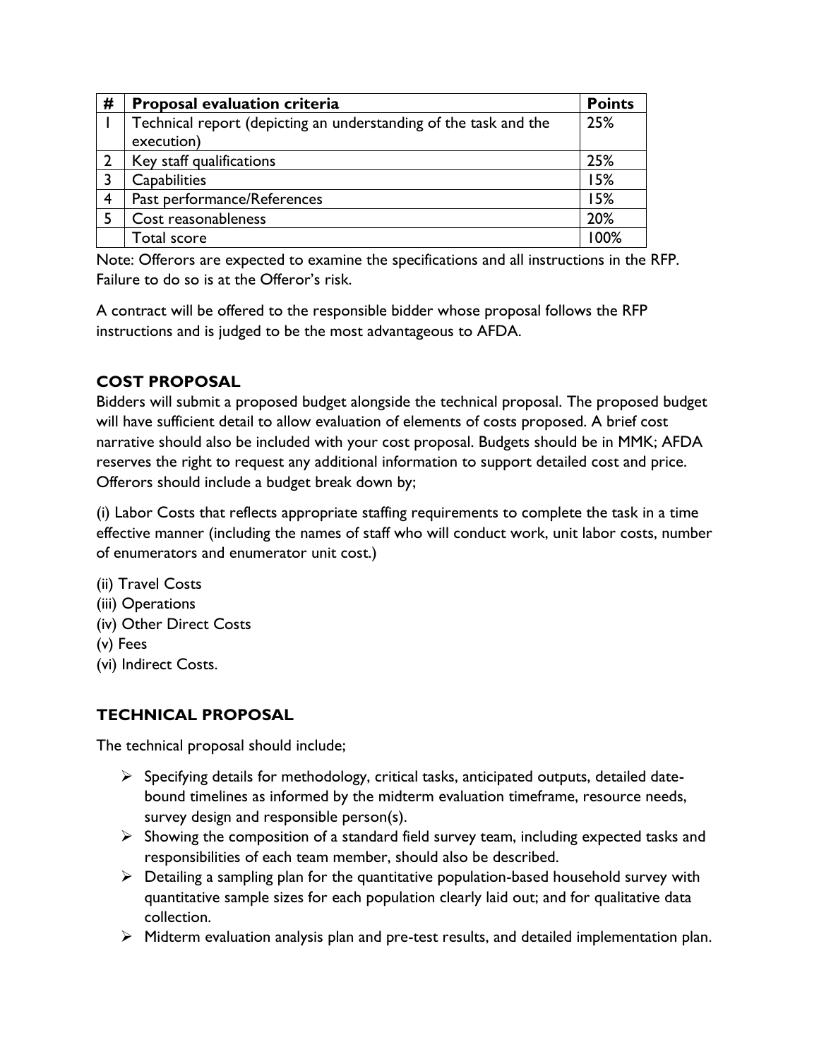| # | **Proposal evaluation criteria** | **Points** |
|---|---|---|
| 1 | Technical report (depicting an understanding of the task and the execution) | 25% |
| 2 | Key staff qualifications | 25% |
| 3 | Capabilities | 15% |
| 4 | Past performance/References | 15% |
| 5 | Cost reasonableness | 20% |
| | Total score | 100% |

Note: Offerors are expected to examine the specifications and all instructions in the RFP. Failure to do so is at the Offeror's risk.

A contract will be offered to the responsible bidder whose proposal follows the RFP instructions and is judged to be the most advantageous to AFDA.

## COST PROPOSAL

Bidders will submit a proposed budget alongside the technical proposal. The proposed budget will have sufficient detail to allow evaluation of elements of costs proposed. A brief cost narrative should also be included with your cost proposal. Budgets should be in MMK; AFDA reserves the right to request any additional information to support detailed cost and price. Offerors should include a budget break down by;

(i) Labor Costs that reflects appropriate staffing requirements to complete the task in a time effective manner (including the names of staff who will conduct work, unit labor costs, number of enumerators and enumerator unit cost.)

(ii) Travel Costs
(iii) Operations
(iv) Other Direct Costs
(v) Fees
(vi) Indirect Costs.

## TECHNICAL PROPOSAL

The technical proposal should include;

- Specifying details for methodology, critical tasks, anticipated outputs, detailed date-bound timelines as informed by the midterm evaluation timeframe, resource needs, survey design and responsible person(s).
- Showing the composition of a standard field survey team, including expected tasks and responsibilities of each team member, should also be described.
- Detailing a sampling plan for the quantitative population-based household survey with quantitative sample sizes for each population clearly laid out; and for qualitative data collection.
- Midterm evaluation analysis plan and pre-test results, and detailed implementation plan.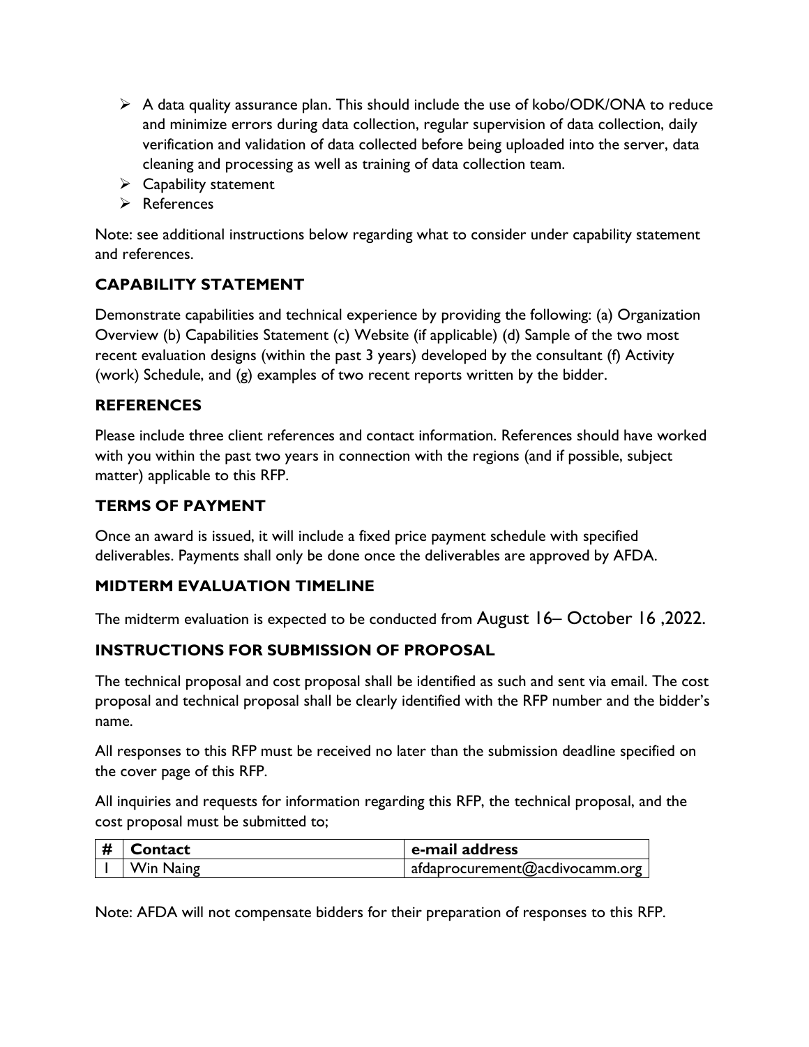- A data quality assurance plan. This should include the use of kobo/ODK/ONA to reduce and minimize errors during data collection, regular supervision of data collection, daily verification and validation of data collected before being uploaded into the server, data cleaning and processing as well as training of data collection team.
- Capability statement
- References

Note: see additional instructions below regarding what to consider under capability statement and references.

## CAPABILITY STATEMENT

Demonstrate capabilities and technical experience by providing the following: (a) Organization Overview (b) Capabilities Statement (c) Website (if applicable) (d) Sample of the two most recent evaluation designs (within the past 3 years) developed by the consultant (f) Activity (work) Schedule, and (g) examples of two recent reports written by the bidder.

## REFERENCES

Please include three client references and contact information. References should have worked with you within the past two years in connection with the regions (and if possible, subject matter) applicable to this RFP.

## TERMS OF PAYMENT

Once an award is issued, it will include a fixed price payment schedule with specified deliverables. Payments shall only be done once the deliverables are approved by AFDA.

## MIDTERM EVALUATION TIMELINE

The midterm evaluation is expected to be conducted from August 16– October 16 ,2022.

## INSTRUCTIONS FOR SUBMISSION OF PROPOSAL

The technical proposal and cost proposal shall be identified as such and sent via email. The cost proposal and technical proposal shall be clearly identified with the RFP number and the bidder's name.

All responses to this RFP must be received no later than the submission deadline specified on the cover page of this RFP.

All inquiries and requests for information regarding this RFP, the technical proposal, and the cost proposal must be submitted to;

| # | Contact | e-mail address |
|---|---|---|
| 1 | Win Naing | afdaprocurement@acdivocamm.org |

Note: AFDA will not compensate bidders for their preparation of responses to this RFP.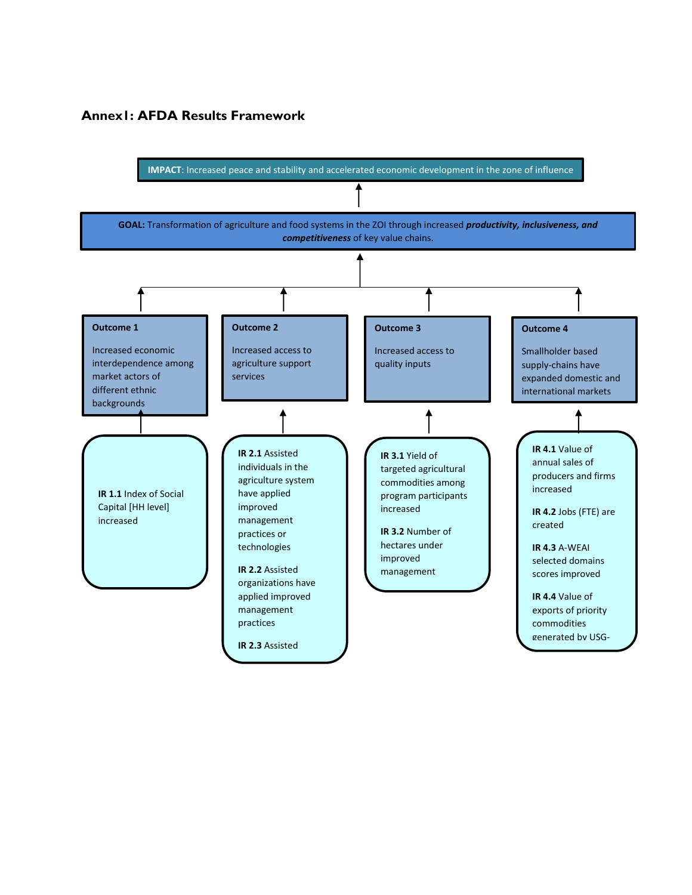## Annex1: AFDA Results Framework

**IMPACT**: Increased peace and stability and accelerated economic development in the zone of influence

↑

**GOAL:** Transformation of agriculture and food systems in the ZOI through increased ***productivity, inclusiveness, and competitiveness*** of key value chains.

↑

**Outcome 1**

Increased economic interdependence among market actors of different ethnic backgrounds

- **IR 1.1** Index of Social Capital [HH level] increased

**Outcome 2**

Increased access to agriculture support services

- **IR 2.1** Assisted individuals in the agriculture system have applied improved management practices or technologies
- **IR 2.2** Assisted organizations have applied improved management practices
- **IR 2.3** Assisted

**Outcome 3**

Increased access to quality inputs

- **IR 3.1** Yield of targeted agricultural commodities among program participants increased
- **IR 3.2** Number of hectares under improved management

**Outcome 4**

Smallholder based supply-chains have expanded domestic and international markets

- **IR 4.1** Value of annual sales of producers and firms increased
- **IR 4.2** Jobs (FTE) are created
- **IR 4.3** A-WEAI selected domains scores improved
- **IR 4.4** Value of exports of priority commodities generated by USG-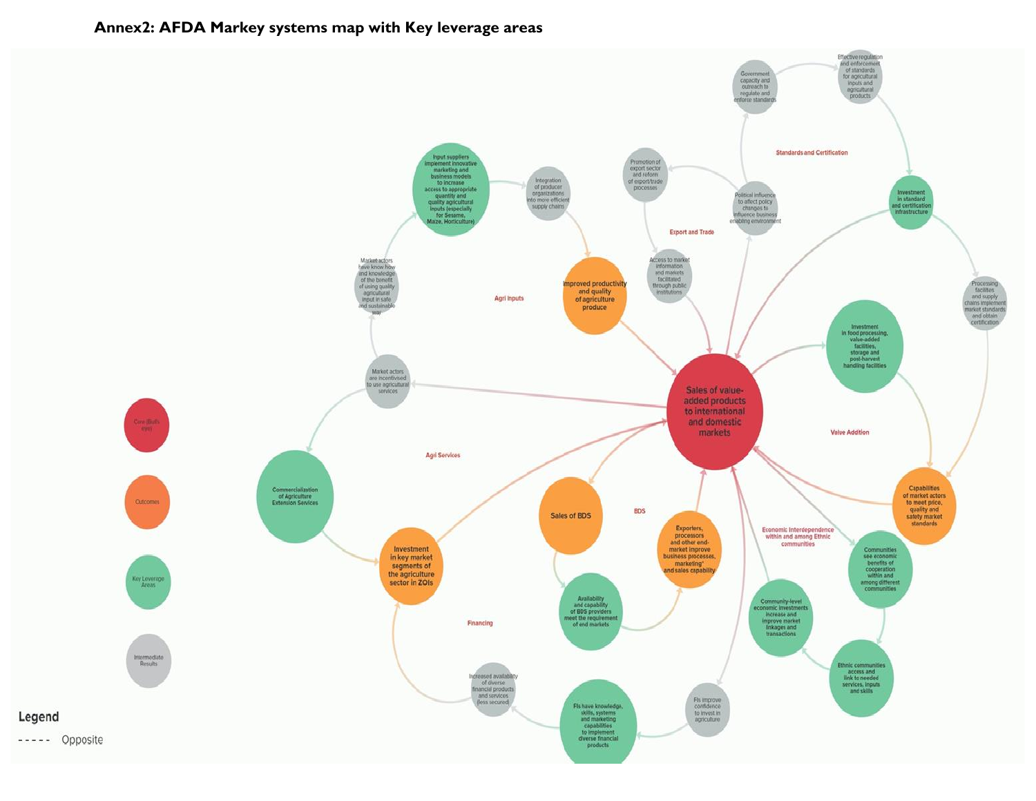**Annex2: AFDA Markey systems map with Key leverage areas**

Standards and Certification

Government capacity and outreach to regulate and enforce standards

Effective regulation and enforcement of standards for agricultural inputs and agricultural products

Investment in standard and certification infrastructure

Processing facilites and supply chains implement market standards and obtain certification

Export and Trade

Promotion of export sector and reform of export/trade processes

Political influence to affect policy changes to influence business enabling environment

Access to market information and markets facilitated through public institutions

Agri Inputs

Input suppliers implement innovative marketing and business models to increase access to appropriate quantity and quality agricultural inputs (especially for Sesame, Maize, Horticulture)

Integration of producer organizations into more efficient supply chains

Improved productivity and quality of agriculture produce

Market actors have know how and knowledge of the benefit of using quality agricultural input in safe and sustainable way

Market actors are incentivised to use agricultural services

Sales of value-added products to international and domestic markets

Value Addition

Investment in food processing, value-added facilities, storage and post-harvest handling facilities

Capabilities of market actors to meet price, quality and safety market standards

Agri Services

Commercialization of Agriculture Extension Services

Investment in key market segments of the agriculture sector in ZOIs

BDS

Sales of BDS

Availability and capability of BDS providers meet the requirement of end markets

Exporters, processors and other end-market improve business processes, marketing* and sales capability

Economic Interdependence within and among Ethnic communities

Communities see economic benefits of cooperation within and among different communities

Community-level economic investments increase and improve market linkages and transactions

Ethnic communities access and link to needed services, inputs and skills

Financing

Increased availability of diverse financial products and services (less secured)

FIs have knowledge, skills, systems and marketing capabilities to implement diverse financial products

FIs improve confidence to invest in agriculture

Core (Bulls eye)

Outcomes

Key Leverage Areas

Intermediate Results

**Legend**

----- Opposite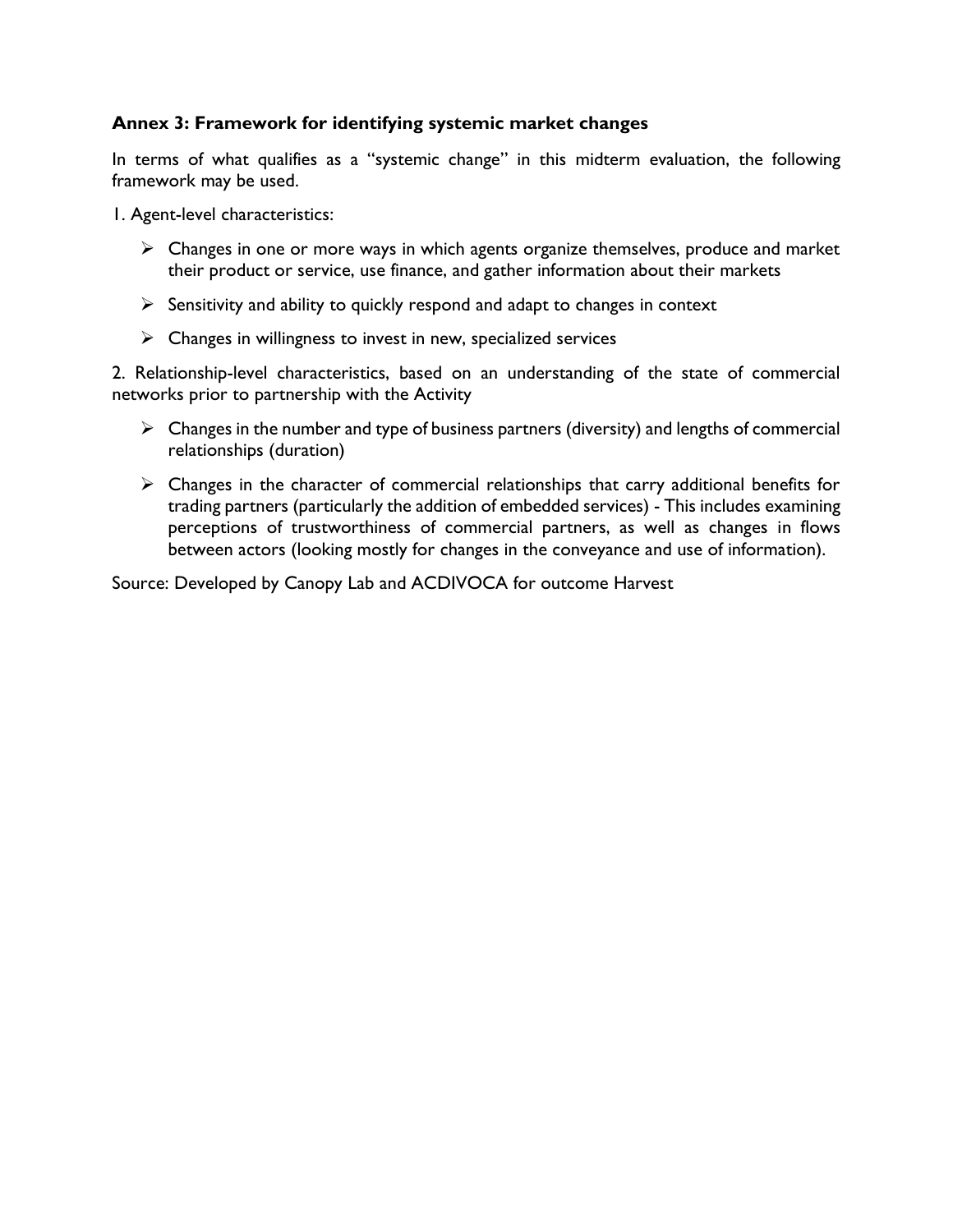**Annex 3: Framework for identifying systemic market changes**

In terms of what qualifies as a "systemic change" in this midterm evaluation, the following framework may be used.

1. Agent-level characteristics:

- Changes in one or more ways in which agents organize themselves, produce and market their product or service, use finance, and gather information about their markets
- Sensitivity and ability to quickly respond and adapt to changes in context
- Changes in willingness to invest in new, specialized services

2. Relationship-level characteristics, based on an understanding of the state of commercial networks prior to partnership with the Activity

- Changes in the number and type of business partners (diversity) and lengths of commercial relationships (duration)
- Changes in the character of commercial relationships that carry additional benefits for trading partners (particularly the addition of embedded services) - This includes examining perceptions of trustworthiness of commercial partners, as well as changes in flows between actors (looking mostly for changes in the conveyance and use of information).

Source: Developed by Canopy Lab and ACDIVOCA for outcome Harvest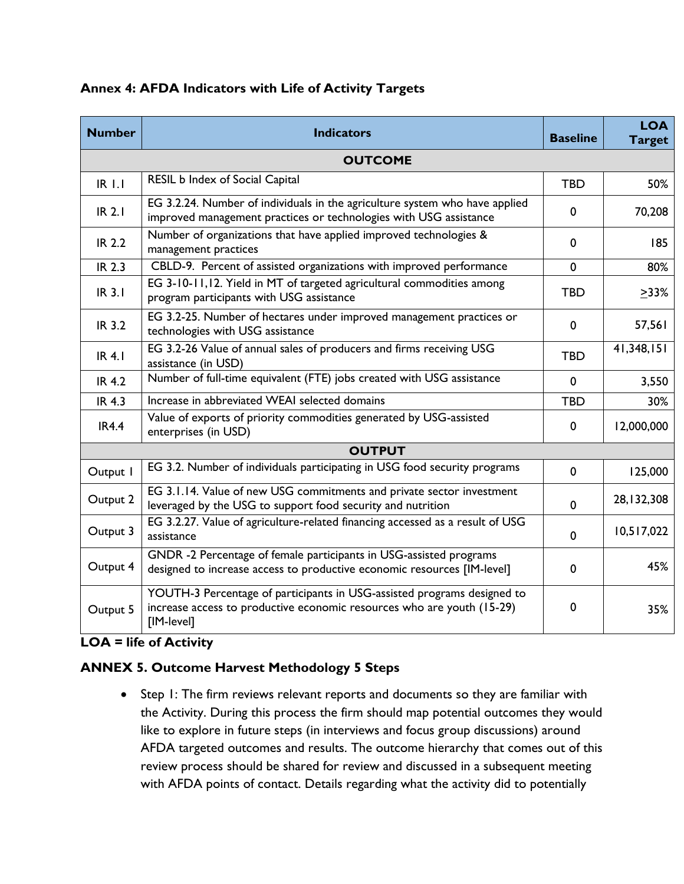**Annex 4: AFDA Indicators with Life of Activity Targets**

| Number | Indicators | Baseline | LOA Target |
|---|---|---|---|
| **OUTCOME** | | | |
| IR 1.1 | RESIL b Index of Social Capital | TBD | 50% |
| IR 2.1 | EG 3.2.24. Number of individuals in the agriculture system who have applied improved management practices or technologies with USG assistance | 0 | 70,208 |
| IR 2.2 | Number of organizations that have applied improved technologies & management practices | 0 | 185 |
| IR 2.3 | CBLD-9. Percent of assisted organizations with improved performance | 0 | 80% |
| IR 3.1 | EG 3-10-11,12. Yield in MT of targeted agricultural commodities among program participants with USG assistance | TBD | ≥33% |
| IR 3.2 | EG 3.2-25. Number of hectares under improved management practices or technologies with USG assistance | 0 | 57,561 |
| IR 4.1 | EG 3.2-26 Value of annual sales of producers and firms receiving USG assistance (in USD) | TBD | 41,348,151 |
| IR 4.2 | Number of full-time equivalent (FTE) jobs created with USG assistance | 0 | 3,550 |
| IR 4.3 | Increase in abbreviated WEAI selected domains | TBD | 30% |
| IR4.4 | Value of exports of priority commodities generated by USG-assisted enterprises (in USD) | 0 | 12,000,000 |
| **OUTPUT** | | | |
| Output 1 | EG 3.2. Number of individuals participating in USG food security programs | 0 | 125,000 |
| Output 2 | EG 3.1.14. Value of new USG commitments and private sector investment leveraged by the USG to support food security and nutrition | 0 | 28,132,308 |
| Output 3 | EG 3.2.27. Value of agriculture-related financing accessed as a result of USG assistance | 0 | 10,517,022 |
| Output 4 | GNDR -2 Percentage of female participants in USG-assisted programs designed to increase access to productive economic resources [IM-level] | 0 | 45% |
| Output 5 | YOUTH-3 Percentage of participants in USG-assisted programs designed to increase access to productive economic resources who are youth (15-29) [IM-level] | 0 | 35% |

**LOA = life of Activity**

**ANNEX 5. Outcome Harvest Methodology 5 Steps**

- Step 1: The firm reviews relevant reports and documents so they are familiar with the Activity. During this process the firm should map potential outcomes they would like to explore in future steps (in interviews and focus group discussions) around AFDA targeted outcomes and results. The outcome hierarchy that comes out of this review process should be shared for review and discussed in a subsequent meeting with AFDA points of contact. Details regarding what the activity did to potentially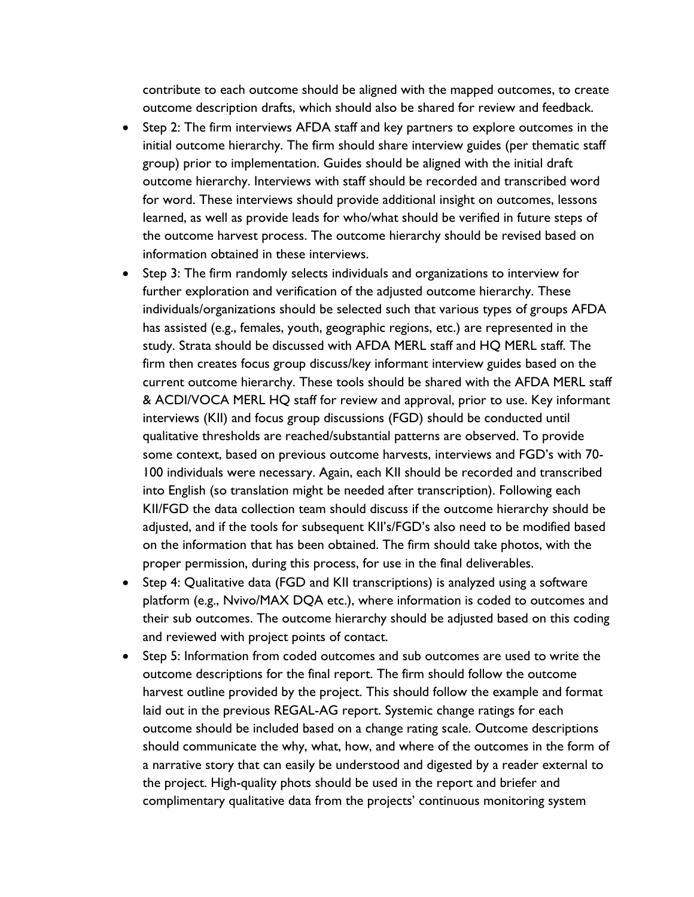contribute to each outcome should be aligned with the mapped outcomes, to create outcome description drafts, which should also be shared for review and feedback.

- Step 2: The firm interviews AFDA staff and key partners to explore outcomes in the initial outcome hierarchy. The firm should share interview guides (per thematic staff group) prior to implementation. Guides should be aligned with the initial draft outcome hierarchy. Interviews with staff should be recorded and transcribed word for word. These interviews should provide additional insight on outcomes, lessons learned, as well as provide leads for who/what should be verified in future steps of the outcome harvest process. The outcome hierarchy should be revised based on information obtained in these interviews.
- Step 3: The firm randomly selects individuals and organizations to interview for further exploration and verification of the adjusted outcome hierarchy. These individuals/organizations should be selected such that various types of groups AFDA has assisted (e.g., females, youth, geographic regions, etc.) are represented in the study. Strata should be discussed with AFDA MERL staff and HQ MERL staff. The firm then creates focus group discuss/key informant interview guides based on the current outcome hierarchy. These tools should be shared with the AFDA MERL staff & ACDI/VOCA MERL HQ staff for review and approval, prior to use. Key informant interviews (KII) and focus group discussions (FGD) should be conducted until qualitative thresholds are reached/substantial patterns are observed. To provide some context, based on previous outcome harvests, interviews and FGD's with 70-100 individuals were necessary. Again, each KII should be recorded and transcribed into English (so translation might be needed after transcription). Following each KII/FGD the data collection team should discuss if the outcome hierarchy should be adjusted, and if the tools for subsequent KII's/FGD's also need to be modified based on the information that has been obtained. The firm should take photos, with the proper permission, during this process, for use in the final deliverables.
- Step 4: Qualitative data (FGD and KII transcriptions) is analyzed using a software platform (e.g., Nvivo/MAX DQA etc.), where information is coded to outcomes and their sub outcomes. The outcome hierarchy should be adjusted based on this coding and reviewed with project points of contact.
- Step 5: Information from coded outcomes and sub outcomes are used to write the outcome descriptions for the final report. The firm should follow the outcome harvest outline provided by the project. This should follow the example and format laid out in the previous REGAL-AG report. Systemic change ratings for each outcome should be included based on a change rating scale. Outcome descriptions should communicate the why, what, how, and where of the outcomes in the form of a narrative story that can easily be understood and digested by a reader external to the project. High-quality phots should be used in the report and briefer and complimentary qualitative data from the projects' continuous monitoring system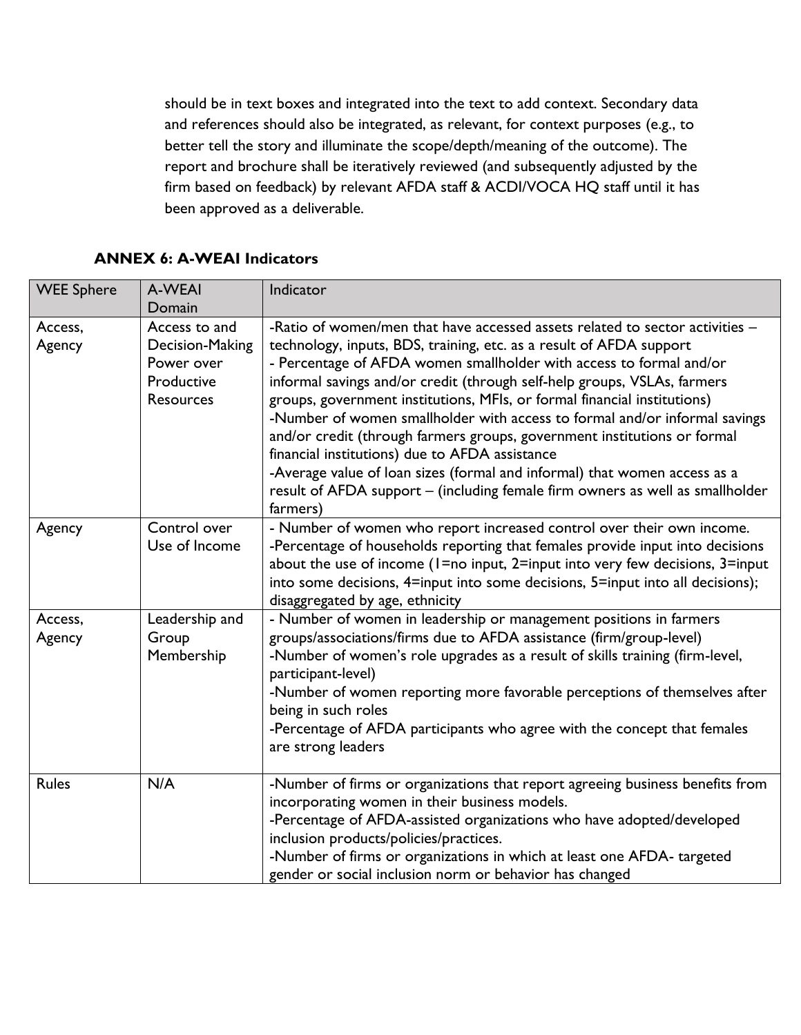should be in text boxes and integrated into the text to add context. Secondary data and references should also be integrated, as relevant, for context purposes (e.g., to better tell the story and illuminate the scope/depth/meaning of the outcome). The report and brochure shall be iteratively reviewed (and subsequently adjusted by the firm based on feedback) by relevant AFDA staff & ACDI/VOCA HQ staff until it has been approved as a deliverable.

## ANNEX 6: A-WEAI Indicators

| WEE Sphere | A-WEAI Domain | Indicator |
|---|---|---|
| Access, Agency | Access to and Decision-Making Power over Productive Resources | -Ratio of women/men that have accessed assets related to sector activities – technology, inputs, BDS, training, etc. as a result of AFDA support<br>- Percentage of AFDA women smallholder with access to formal and/or informal savings and/or credit (through self-help groups, VSLAs, farmers groups, government institutions, MFIs, or formal financial institutions)<br>-Number of women smallholder with access to formal and/or informal savings and/or credit (through farmers groups, government institutions or formal financial institutions) due to AFDA assistance<br>-Average value of loan sizes (formal and informal) that women access as a result of AFDA support – (including female firm owners as well as smallholder farmers) |
| Agency | Control over Use of Income | - Number of women who report increased control over their own income.<br>-Percentage of households reporting that females provide input into decisions about the use of income (1=no input, 2=input into very few decisions, 3=input into some decisions, 4=input into some decisions, 5=input into all decisions); disaggregated by age, ethnicity |
| Access, Agency | Leadership and Group Membership | - Number of women in leadership or management positions in farmers groups/associations/firms due to AFDA assistance (firm/group-level)<br>-Number of women's role upgrades as a result of skills training (firm-level, participant-level)<br>-Number of women reporting more favorable perceptions of themselves after being in such roles<br>-Percentage of AFDA participants who agree with the concept that females are strong leaders |
| Rules | N/A | -Number of firms or organizations that report agreeing business benefits from incorporating women in their business models.<br>-Percentage of AFDA-assisted organizations who have adopted/developed inclusion products/policies/practices.<br>-Number of firms or organizations in which at least one AFDA- targeted gender or social inclusion norm or behavior has changed |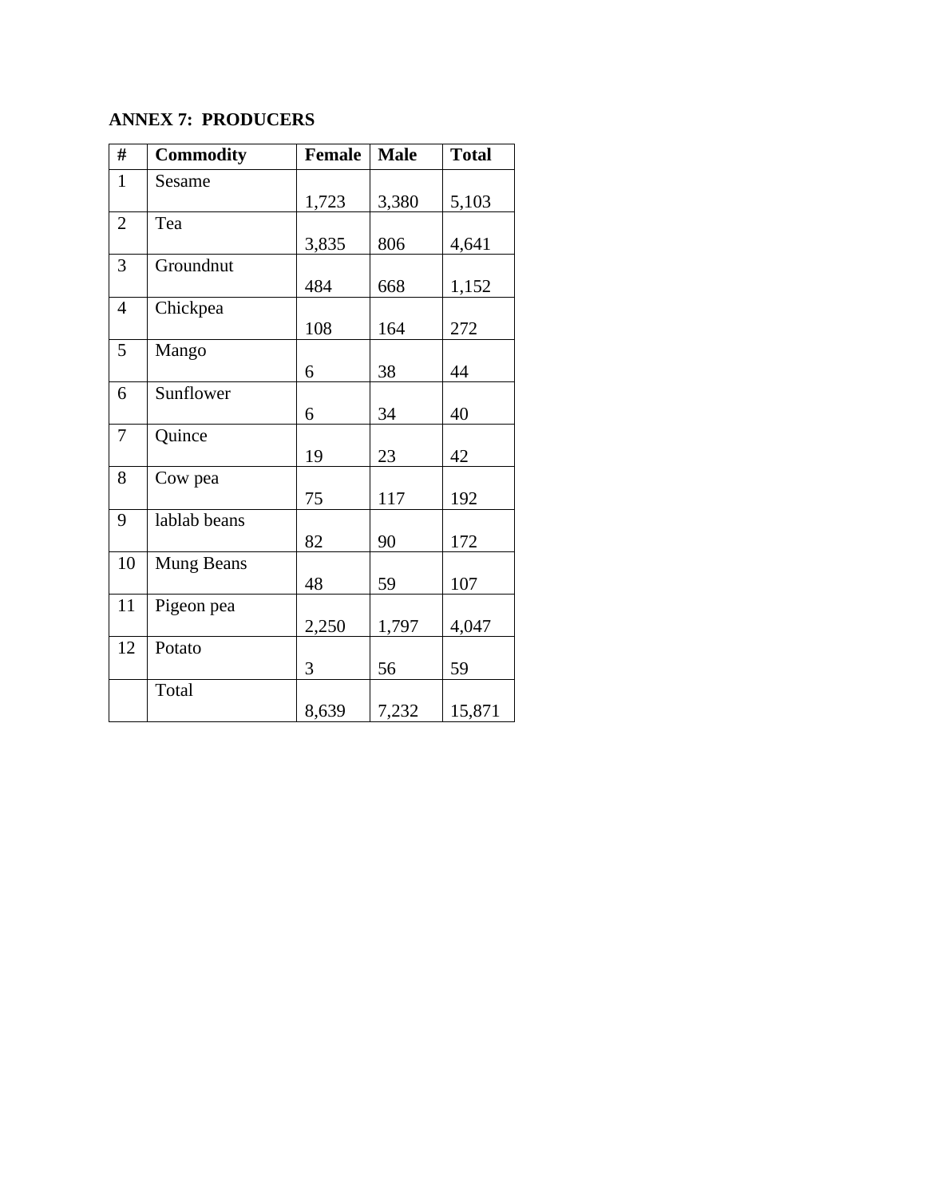**ANNEX 7: PRODUCERS**

| # | Commodity | Female | Male | Total |
|---|---|---|---|---|
| 1 | Sesame | 1,723 | 3,380 | 5,103 |
| 2 | Tea | 3,835 | 806 | 4,641 |
| 3 | Groundnut | 484 | 668 | 1,152 |
| 4 | Chickpea | 108 | 164 | 272 |
| 5 | Mango | 6 | 38 | 44 |
| 6 | Sunflower | 6 | 34 | 40 |
| 7 | Quince | 19 | 23 | 42 |
| 8 | Cow pea | 75 | 117 | 192 |
| 9 | lablab beans | 82 | 90 | 172 |
| 10 | Mung Beans | 48 | 59 | 107 |
| 11 | Pigeon pea | 2,250 | 1,797 | 4,047 |
| 12 | Potato | 3 | 56 | 59 |
| | Total | 8,639 | 7,232 | 15,871 |